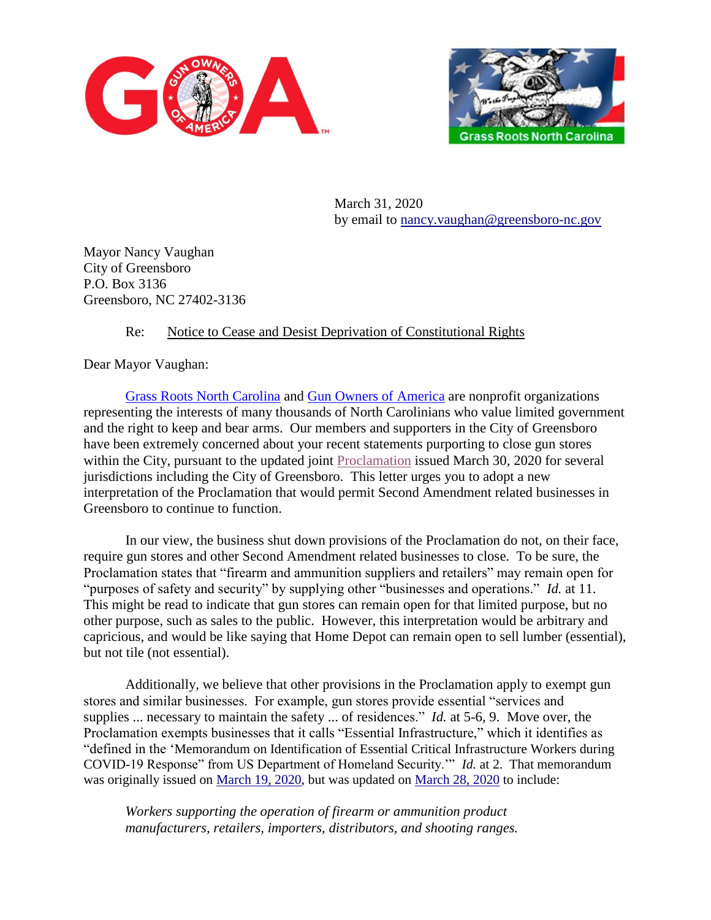March 31, 2020
by email to nancy.vaughan@greensboro-nc.gov

Mayor Nancy Vaughan
City of Greensboro
P.O. Box 3136
Greensboro, NC 27402-3136

Re: Notice to Cease and Desist Deprivation of Constitutional Rights

Dear Mayor Vaughan:

Grass Roots North Carolina and Gun Owners of America are nonprofit organizations representing the interests of many thousands of North Carolinians who value limited government and the right to keep and bear arms. Our members and supporters in the City of Greensboro have been extremely concerned about your recent statements purporting to close gun stores within the City, pursuant to the updated joint Proclamation issued March 30, 2020 for several jurisdictions including the City of Greensboro. This letter urges you to adopt a new interpretation of the Proclamation that would permit Second Amendment related businesses in Greensboro to continue to function.

In our view, the business shut down provisions of the Proclamation do not, on their face, require gun stores and other Second Amendment related businesses to close. To be sure, the Proclamation states that "firearm and ammunition suppliers and retailers" may remain open for "purposes of safety and security" by supplying other "businesses and operations." *Id.* at 11. This might be read to indicate that gun stores can remain open for that limited purpose, but no other purpose, such as sales to the public. However, this interpretation would be arbitrary and capricious, and would be like saying that Home Depot can remain open to sell lumber (essential), but not tile (not essential).

Additionally, we believe that other provisions in the Proclamation apply to exempt gun stores and similar businesses. For example, gun stores provide essential "services and supplies ... necessary to maintain the safety ... of residences." *Id.* at 5-6, 9. Move over, the Proclamation exempts businesses that it calls "Essential Infrastructure," which it identifies as "defined in the 'Memorandum on Identification of Essential Critical Infrastructure Workers during COVID-19 Response" from US Department of Homeland Security.'" *Id.* at 2. That memorandum was originally issued on March 19, 2020, but was updated on March 28, 2020 to include:

> *Workers supporting the operation of firearm or ammunition product manufacturers, retailers, importers, distributors, and shooting ranges.*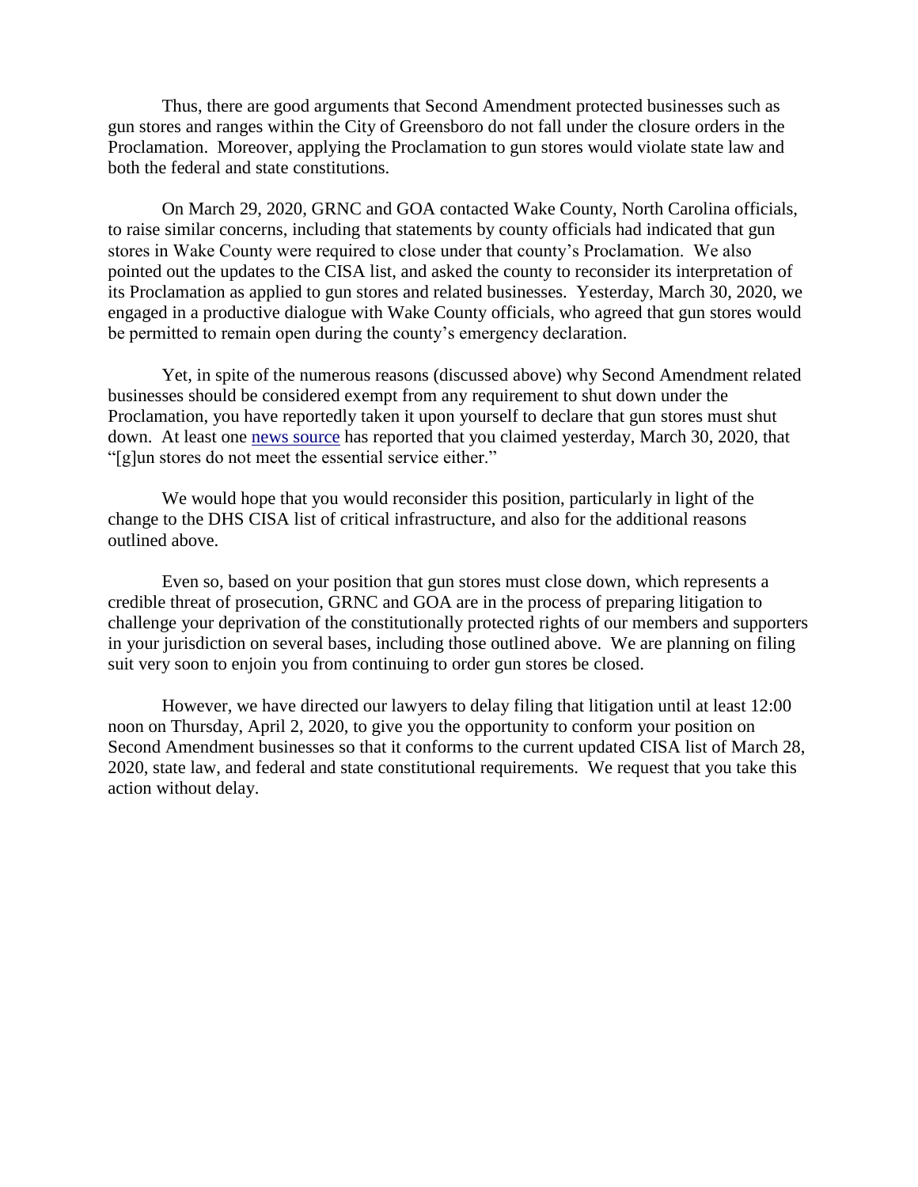Thus, there are good arguments that Second Amendment protected businesses such as gun stores and ranges within the City of Greensboro do not fall under the closure orders in the Proclamation. Moreover, applying the Proclamation to gun stores would violate state law and both the federal and state constitutions.

On March 29, 2020, GRNC and GOA contacted Wake County, North Carolina officials, to raise similar concerns, including that statements by county officials had indicated that gun stores in Wake County were required to close under that county's Proclamation. We also pointed out the updates to the CISA list, and asked the county to reconsider its interpretation of its Proclamation as applied to gun stores and related businesses. Yesterday, March 30, 2020, we engaged in a productive dialogue with Wake County officials, who agreed that gun stores would be permitted to remain open during the county's emergency declaration.

Yet, in spite of the numerous reasons (discussed above) why Second Amendment related businesses should be considered exempt from any requirement to shut down under the Proclamation, you have reportedly taken it upon yourself to declare that gun stores must shut down. At least one news source has reported that you claimed yesterday, March 30, 2020, that "[g]un stores do not meet the essential service either."

We would hope that you would reconsider this position, particularly in light of the change to the DHS CISA list of critical infrastructure, and also for the additional reasons outlined above.

Even so, based on your position that gun stores must close down, which represents a credible threat of prosecution, GRNC and GOA are in the process of preparing litigation to challenge your deprivation of the constitutionally protected rights of our members and supporters in your jurisdiction on several bases, including those outlined above. We are planning on filing suit very soon to enjoin you from continuing to order gun stores be closed.

However, we have directed our lawyers to delay filing that litigation until at least 12:00 noon on Thursday, April 2, 2020, to give you the opportunity to conform your position on Second Amendment businesses so that it conforms to the current updated CISA list of March 28, 2020, state law, and federal and state constitutional requirements. We request that you take this action without delay.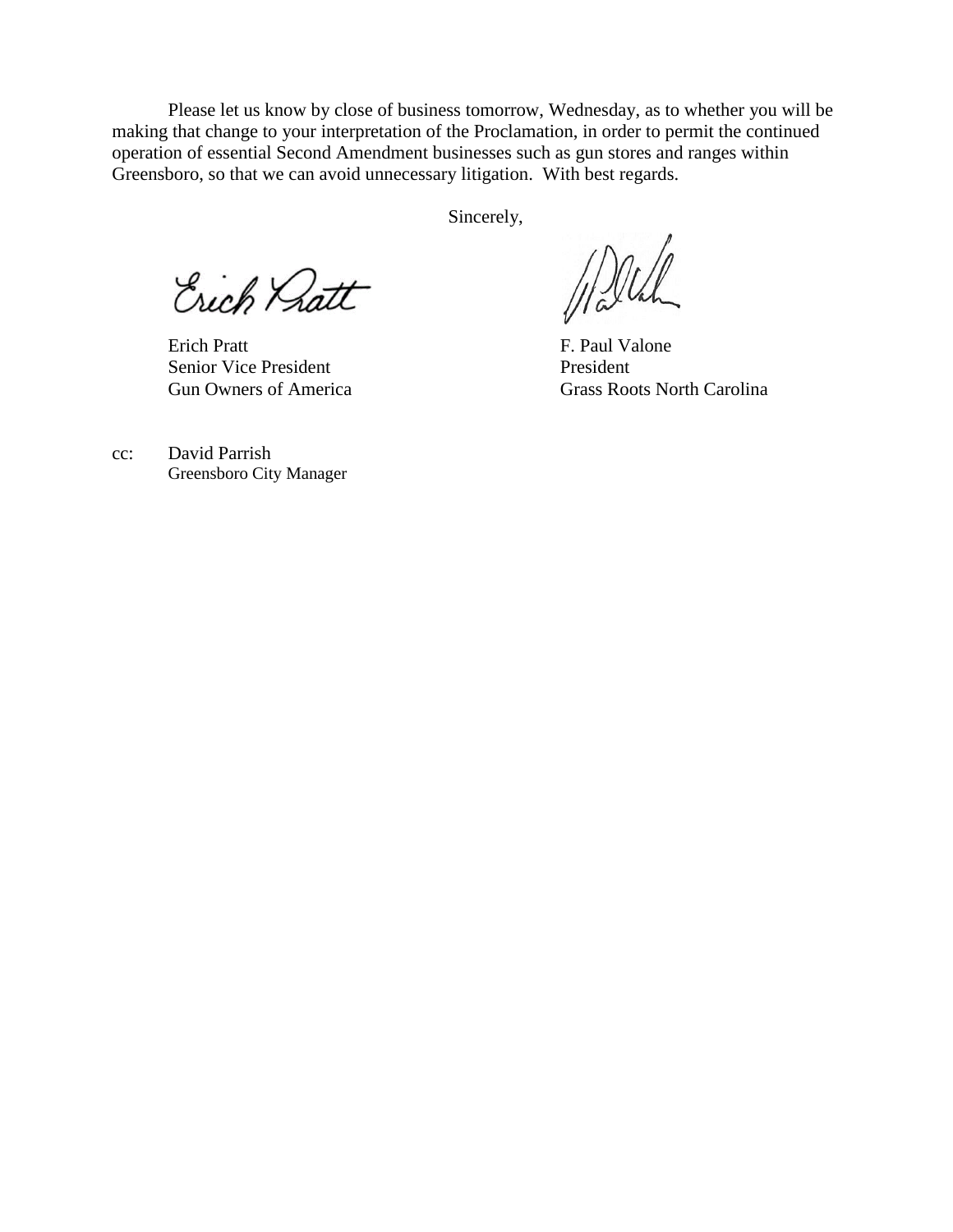Please let us know by close of business tomorrow, Wednesday, as to whether you will be making that change to your interpretation of the Proclamation, in order to permit the continued operation of essential Second Amendment businesses such as gun stores and ranges within Greensboro, so that we can avoid unnecessary litigation. With best regards.

Sincerely,

Erich Pratt
Senior Vice President
Gun Owners of America

F. Paul Valone
President
Grass Roots North Carolina

cc: David Parrish
Greensboro City Manager